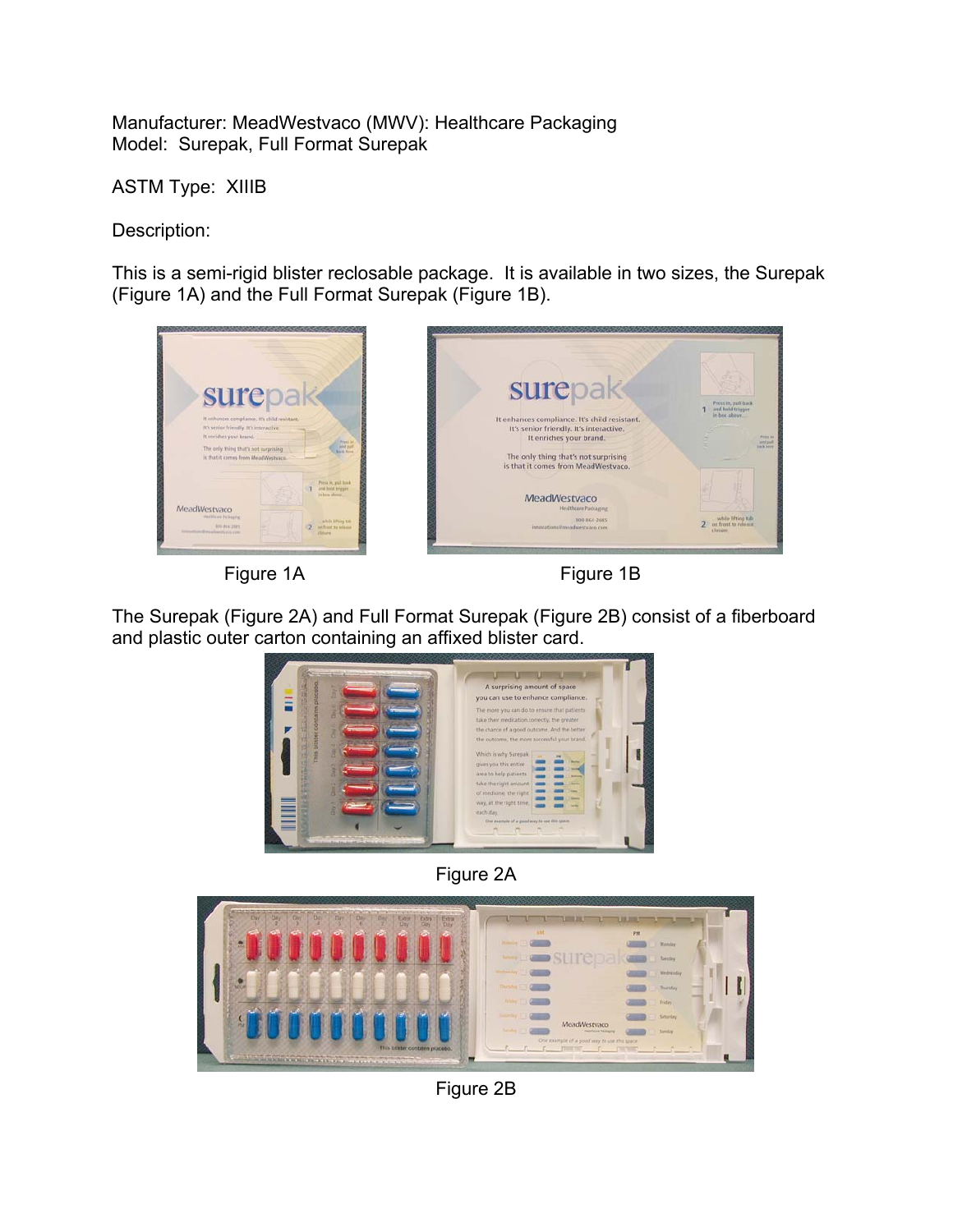Manufacturer: MeadWestvaco (MWV): Healthcare Packaging
Model: Surepak, Full Format Surepak

ASTM Type: XIIIB

Description:

This is a semi-rigid blister reclosable package. It is available in two sizes, the Surepak (Figure 1A) and the Full Format Surepak (Figure 1B).

Figure 1A

Figure 1B

The Surepak (Figure 2A) and Full Format Surepak (Figure 2B) consist of a fiberboard and plastic outer carton containing an affixed blister card.

Figure 2A

Figure 2B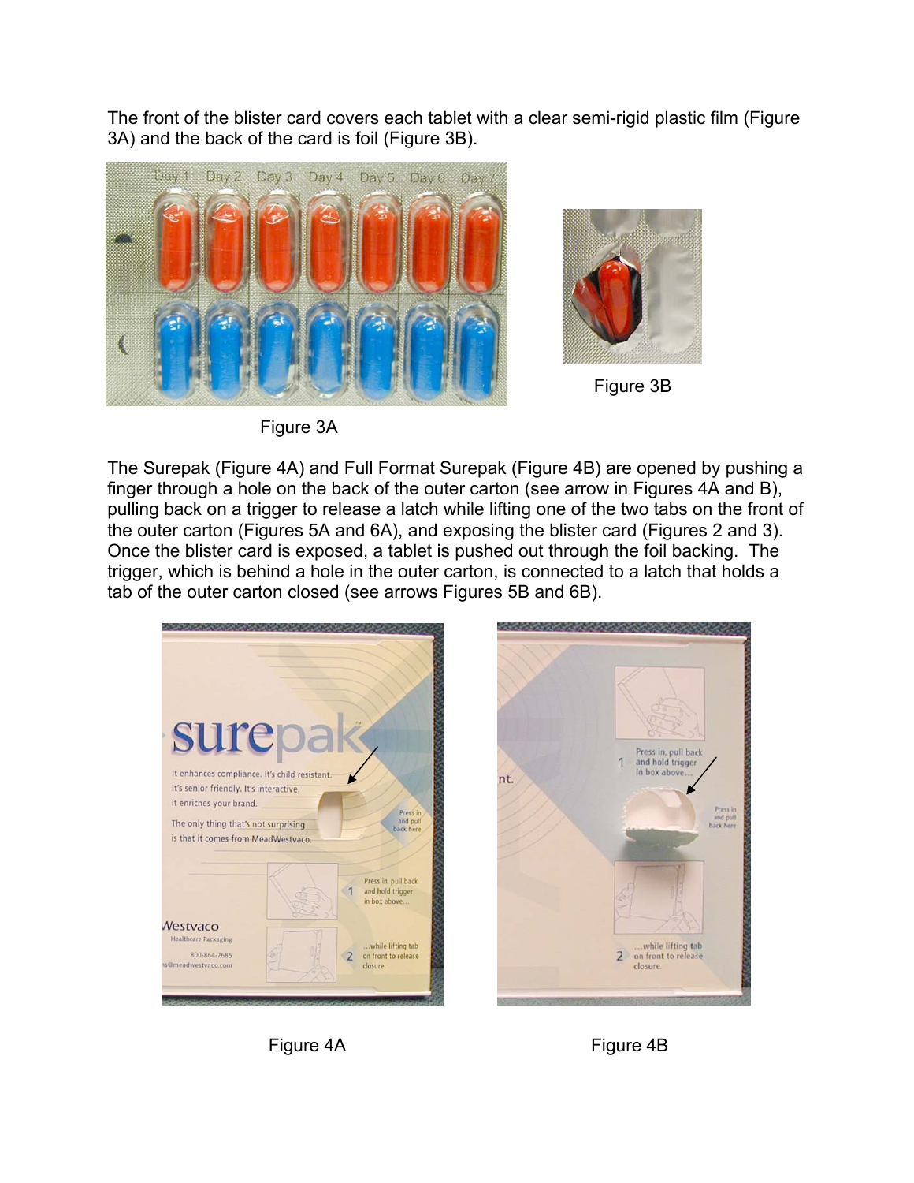The front of the blister card covers each tablet with a clear semi-rigid plastic film (Figure 3A) and the back of the card is foil (Figure 3B).

Figure 3A

Figure 3B

The Surepak (Figure 4A) and Full Format Surepak (Figure 4B) are opened by pushing a finger through a hole on the back of the outer carton (see arrow in Figures 4A and B), pulling back on a trigger to release a latch while lifting one of the two tabs on the front of the outer carton (Figures 5A and 6A), and exposing the blister card (Figures 2 and 3). Once the blister card is exposed, a tablet is pushed out through the foil backing. The trigger, which is behind a hole in the outer carton, is connected to a latch that holds a tab of the outer carton closed (see arrows Figures 5B and 6B).

Figure 4A

Figure 4B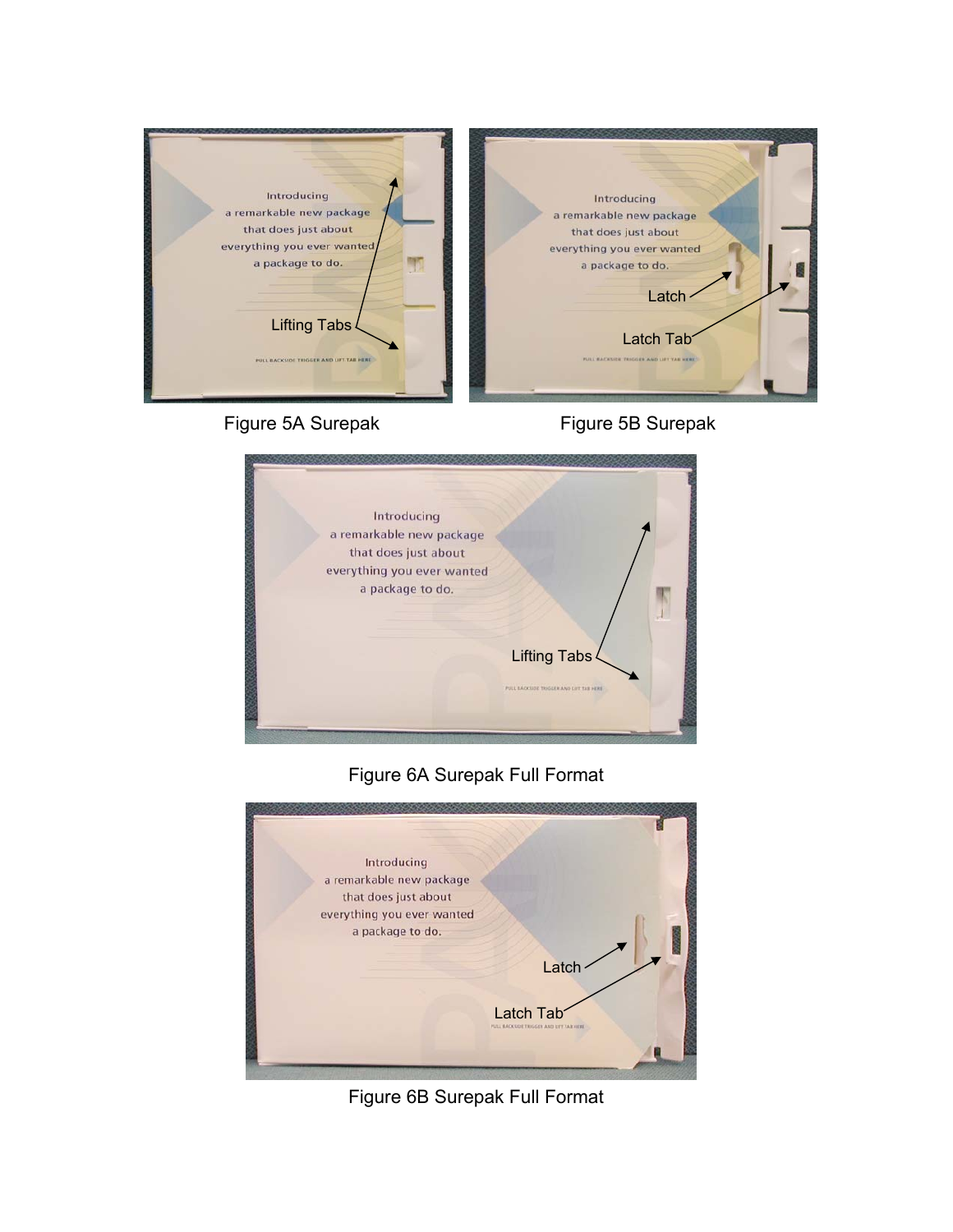Figure 5A Surepak

Figure 5B Surepak

Figure 6A Surepak Full Format

Figure 6B Surepak Full Format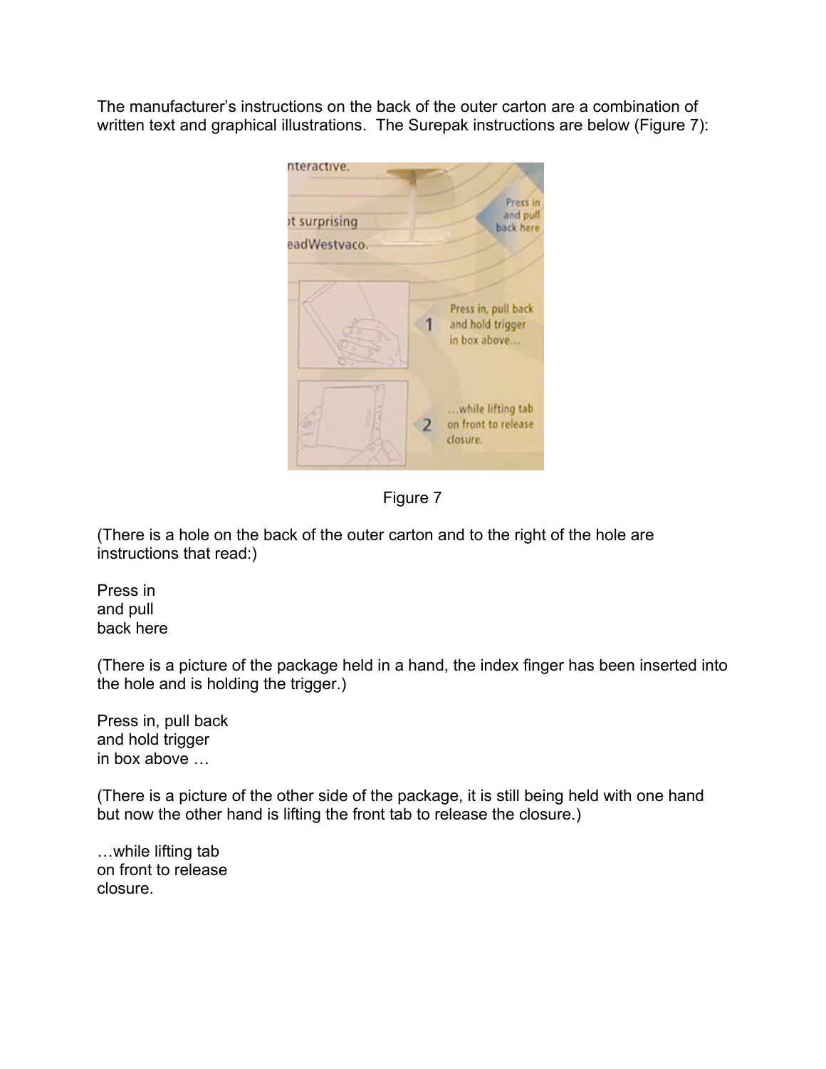The manufacturer's instructions on the back of the outer carton are a combination of written text and graphical illustrations. The Surepak instructions are below (Figure 7):

Figure 7

(There is a hole on the back of the outer carton and to the right of the hole are instructions that read:)

Press in  
and pull  
back here

(There is a picture of the package held in a hand, the index finger has been inserted into the hole and is holding the trigger.)

Press in, pull back  
and hold trigger  
in box above …

(There is a picture of the other side of the package, it is still being held with one hand but now the other hand is lifting the front tab to release the closure.)

…while lifting tab  
on front to release  
closure.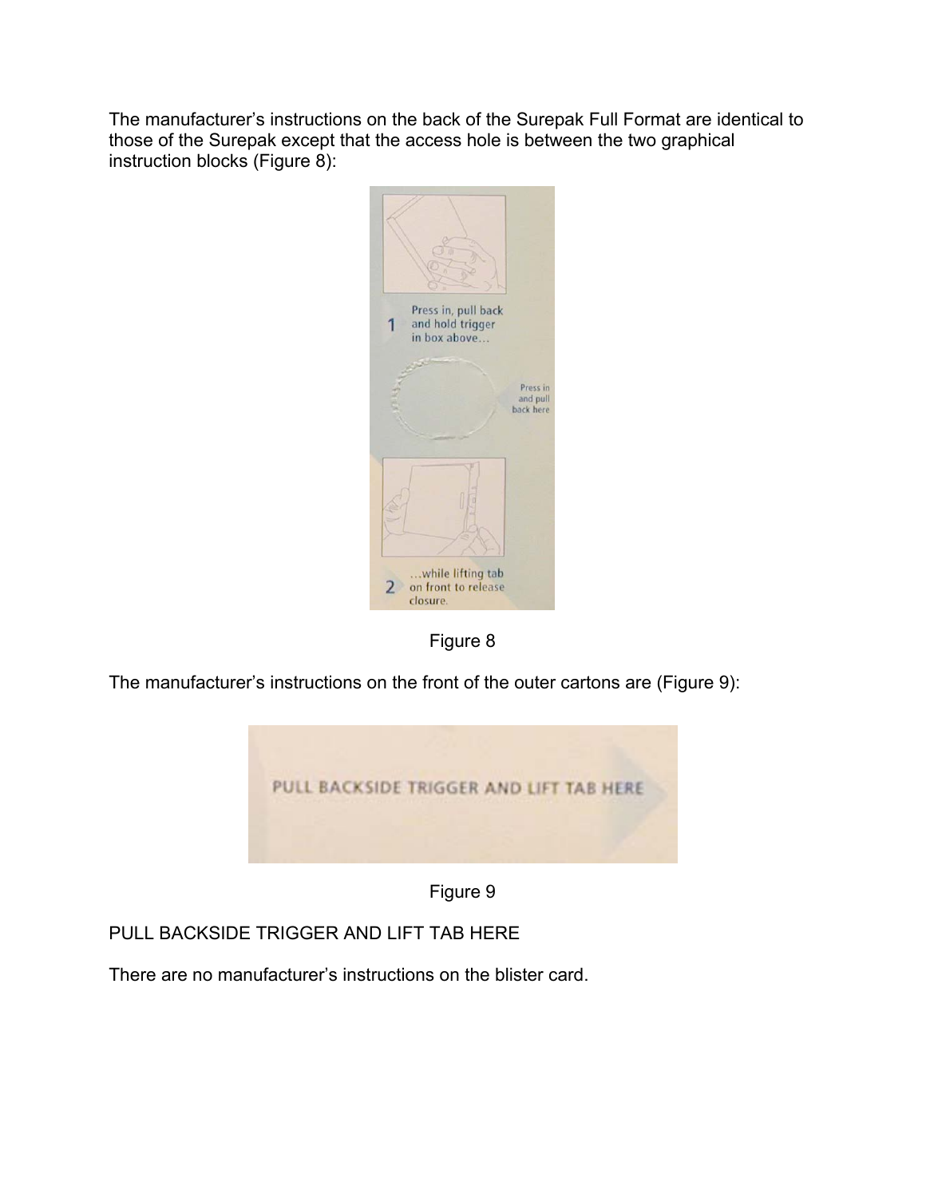The manufacturer's instructions on the back of the Surepak Full Format are identical to those of the Surepak except that the access hole is between the two graphical instruction blocks (Figure 8):

Figure 8

The manufacturer's instructions on the front of the outer cartons are (Figure 9):

Figure 9

PULL BACKSIDE TRIGGER AND LIFT TAB HERE

There are no manufacturer's instructions on the blister card.